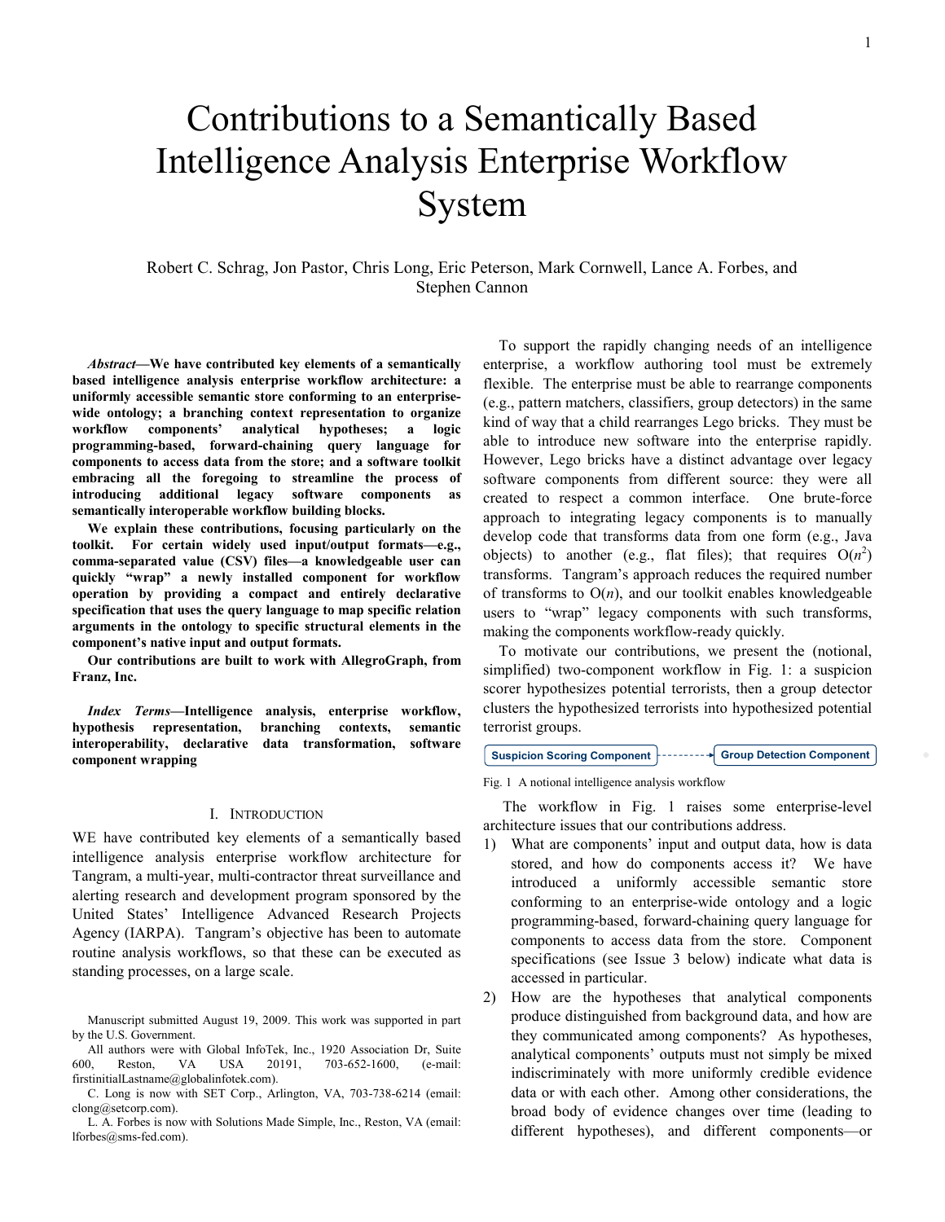# Contributions to a Semantically Based Intelligence Analysis Enterprise Workflow System

Robert C. Schrag, Jon Pastor, Chris Long, Eric Peterson, Mark Cornwell, Lance A. Forbes, and Stephen Cannon

***Abstract*—We have contributed key elements of a semantically based intelligence analysis enterprise workflow architecture: a uniformly accessible semantic store conforming to an enterprise-wide ontology; a branching context representation to organize workflow components' analytical hypotheses; a logic programming-based, forward-chaining query language for components to access data from the store; and a software toolkit embracing all the foregoing to streamline the process of introducing additional legacy software components as semantically interoperable workflow building blocks.**

**We explain these contributions, focusing particularly on the toolkit. For certain widely used input/output formats—e.g., comma-separated value (CSV) files—a knowledgeable user can quickly "wrap" a newly installed component for workflow operation by providing a compact and entirely declarative specification that uses the query language to map specific relation arguments in the ontology to specific structural elements in the component's native input and output formats.**

**Our contributions are built to work with AllegroGraph, from Franz, Inc.**

***Index Terms*—Intelligence analysis, enterprise workflow, hypothesis representation, branching contexts, semantic interoperability, declarative data transformation, software component wrapping**

## I. Introduction

WE have contributed key elements of a semantically based intelligence analysis enterprise workflow architecture for Tangram, a multi-year, multi-contractor threat surveillance and alerting research and development program sponsored by the United States' Intelligence Advanced Research Projects Agency (IARPA). Tangram's objective has been to automate routine analysis workflows, so that these can be executed as standing processes, on a large scale.

Manuscript submitted August 19, 2009. This work was supported in part by the U.S. Government.

All authors were with Global InfoTek, Inc., 1920 Association Dr, Suite 600, Reston, VA USA 20191, 703-652-1600, (e-mail: firstinitialLastname@globalinfotek.com).

C. Long is now with SET Corp., Arlington, VA, 703-738-6214 (email: clong@setcorp.com).

L. A. Forbes is now with Solutions Made Simple, Inc., Reston, VA (email: lforbes@sms-fed.com).

To support the rapidly changing needs of an intelligence enterprise, a workflow authoring tool must be extremely flexible. The enterprise must be able to rearrange components (e.g., pattern matchers, classifiers, group detectors) in the same kind of way that a child rearranges Lego bricks. They must be able to introduce new software into the enterprise rapidly. However, Lego bricks have a distinct advantage over legacy software components from different source: they were all created to respect a common interface. One brute-force approach to integrating legacy components is to manually develop code that transforms data from one form (e.g., Java objects) to another (e.g., flat files); that requires $O(n^2)$ transforms. Tangram's approach reduces the required number of transforms to $O(n)$, and our toolkit enables knowledgeable users to "wrap" legacy components with such transforms, making the components workflow-ready quickly.

To motivate our contributions, we present the (notional, simplified) two-component workflow in Fig. 1: a suspicion scorer hypothesizes potential terrorists, then a group detector clusters the hypothesized terrorists into hypothesized potential terrorist groups.

Suspicion Scoring Component → Group Detection Component

Fig. 1 A notional intelligence analysis workflow

The workflow in Fig. 1 raises some enterprise-level architecture issues that our contributions address.

1) What are components' input and output data, how is data stored, and how do components access it? We have introduced a uniformly accessible semantic store conforming to an enterprise-wide ontology and a logic programming-based, forward-chaining query language for components to access data from the store. Component specifications (see Issue 3 below) indicate what data is accessed in particular.
2) How are the hypotheses that analytical components produce distinguished from background data, and how are they communicated among components? As hypotheses, analytical components' outputs must not simply be mixed indiscriminately with more uniformly credible evidence data or with each other. Among other considerations, the broad body of evidence changes over time (leading to different hypotheses), and different components—or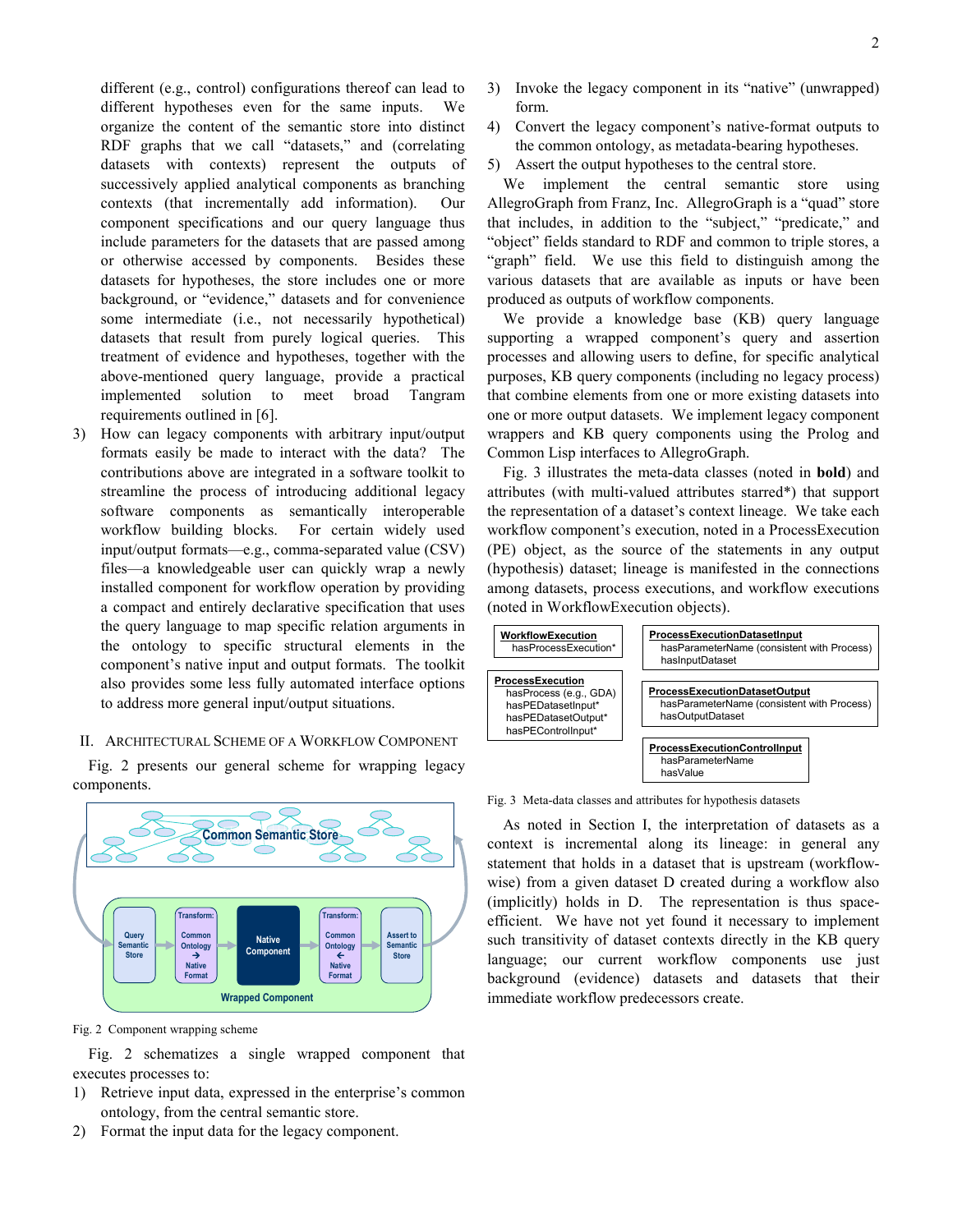different (e.g., control) configurations thereof can lead to different hypotheses even for the same inputs. We organize the content of the semantic store into distinct RDF graphs that we call "datasets," and (correlating datasets with contexts) represent the outputs of successively applied analytical components as branching contexts (that incrementally add information). Our component specifications and our query language thus include parameters for the datasets that are passed among or otherwise accessed by components. Besides these datasets for hypotheses, the store includes one or more background, or "evidence," datasets and for convenience some intermediate (i.e., not necessarily hypothetical) datasets that result from purely logical queries. This treatment of evidence and hypotheses, together with the above-mentioned query language, provide a practical implemented solution to meet broad Tangram requirements outlined in [6].

3) How can legacy components with arbitrary input/output formats easily be made to interact with the data? The contributions above are integrated in a software toolkit to streamline the process of introducing additional legacy software components as semantically interoperable workflow building blocks. For certain widely used input/output formats—e.g., comma-separated value (CSV) files—a knowledgeable user can quickly wrap a newly installed component for workflow operation by providing a compact and entirely declarative specification that uses the query language to map specific relation arguments in the ontology to specific structural elements in the component's native input and output formats. The toolkit also provides some less fully automated interface options to address more general input/output situations.

## II. Architectural Scheme of a Workflow Component

Fig. 2 presents our general scheme for wrapping legacy components.

Fig. 2 Component wrapping scheme

Fig. 2 schematizes a single wrapped component that executes processes to:

1) Retrieve input data, expressed in the enterprise's common ontology, from the central semantic store.
2) Format the input data for the legacy component.
3) Invoke the legacy component in its "native" (unwrapped) form.
4) Convert the legacy component's native-format outputs to the common ontology, as metadata-bearing hypotheses.
5) Assert the output hypotheses to the central store.

We implement the central semantic store using AllegroGraph from Franz, Inc. AllegroGraph is a "quad" store that includes, in addition to the "subject," "predicate," and "object" fields standard to RDF and common to triple stores, a "graph" field. We use this field to distinguish among the various datasets that are available as inputs or have been produced as outputs of workflow components.

We provide a knowledge base (KB) query language supporting a wrapped component's query and assertion processes and allowing users to define, for specific analytical purposes, KB query components (including no legacy process) that combine elements from one or more existing datasets into one or more output datasets. We implement legacy component wrappers and KB query components using the Prolog and Common Lisp interfaces to AllegroGraph.

Fig. 3 illustrates the meta-data classes (noted in **bold**) and attributes (with multi-valued attributes starred*) that support the representation of a dataset's context lineage. We take each workflow component's execution, noted in a ProcessExecution (PE) object, as the source of the statements in any output (hypothesis) dataset; lineage is manifested in the connections among datasets, process executions, and workflow executions (noted in WorkflowExecution objects).

**WorkflowExecution**
- hasProcessExecution*

**ProcessExecution**
- hasProcess (e.g., GDA)
- hasPEDatasetInput*
- hasPEDatasetOutput*
- hasPEControlInput*

**ProcessExecutionDatasetInput**
- hasParameterName (consistent with Process)
- hasInputDataset

**ProcessExecutionDatasetOutput**
- hasParameterName (consistent with Process)
- hasOutputDataset

**ProcessExecutionControlInput**
- hasParameterName
- hasValue

Fig. 3 Meta-data classes and attributes for hypothesis datasets

As noted in Section I, the interpretation of datasets as a context is incremental along its lineage: in general any statement that holds in a dataset that is upstream (workflow-wise) from a given dataset D created during a workflow also (implicitly) holds in D. The representation is thus space-efficient. We have not yet found it necessary to implement such transitivity of dataset contexts directly in the KB query language; our current workflow components use just background (evidence) datasets and datasets that their immediate workflow predecessors create.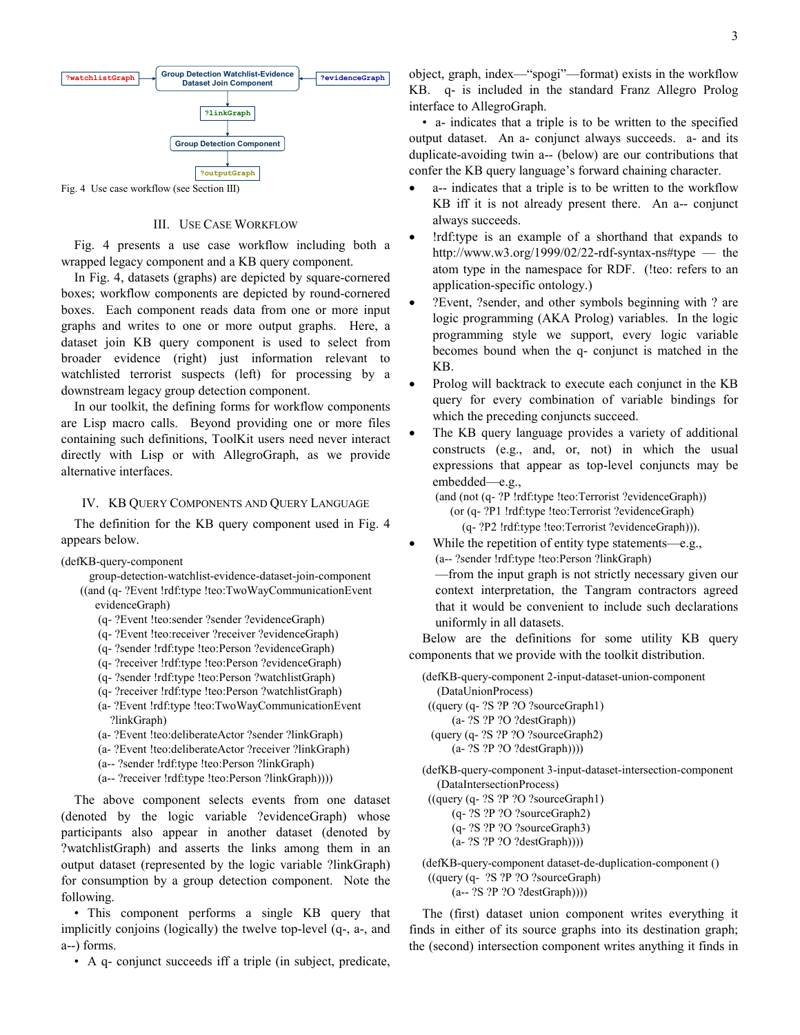?watchlistGraph → Group Detection Watchlist-Evidence Dataset Join Component ← ?evidenceGraph

↓

?linkGraph

↓

Group Detection Component

↓

?outputGraph

Fig. 4 Use case workflow (see Section III)

## III. Use Case Workflow

Fig. 4 presents a use case workflow including both a wrapped legacy component and a KB query component.

In Fig. 4, datasets (graphs) are depicted by square-cornered boxes; workflow components are depicted by round-cornered boxes. Each component reads data from one or more input graphs and writes to one or more output graphs. Here, a dataset join KB query component is used to select from broader evidence (right) just information relevant to watchlisted terrorist suspects (left) for processing by a downstream legacy group detection component.

In our toolkit, the defining forms for workflow components are Lisp macro calls. Beyond providing one or more files containing such definitions, ToolKit users need never interact directly with Lisp or with AllegroGraph, as we provide alternative interfaces.

## IV. KB Query Components and Query Language

The definition for the KB query component used in Fig. 4 appears below.

```
(defKB-query-component
    group-detection-watchlist-evidence-dataset-join-component
  ((and (q- ?Event !rdf:type !teo:TwoWayCommunicationEvent
        evidenceGraph)
      (q- ?Event !teo:sender ?sender ?evidenceGraph)
      (q- ?Event !teo:receiver ?receiver ?evidenceGraph)
      (q- ?sender !rdf:type !teo:Person ?evidenceGraph)
      (q- ?receiver !rdf:type !teo:Person ?evidenceGraph)
      (q- ?sender !rdf:type !teo:Person ?watchlistGraph)
      (q- ?receiver !rdf:type !teo:Person ?watchlistGraph)
      (a- ?Event !rdf:type !teo:TwoWayCommunicationEvent
         ?linkGraph)
      (a- ?Event !teo:deliberateActor ?sender ?linkGraph)
      (a- ?Event !teo:deliberateActor ?receiver ?linkGraph)
      (a-- ?sender !rdf:type !teo:Person ?linkGraph)
      (a-- ?receiver !rdf:type !teo:Person ?linkGraph))))
```

The above component selects events from one dataset (denoted by the logic variable ?evidenceGraph) whose participants also appear in another dataset (denoted by ?watchlistGraph) and asserts the links among them in an output dataset (represented by the logic variable ?linkGraph) for consumption by a group detection component. Note the following.

- This component performs a single KB query that implicitly conjoins (logically) the twelve top-level (q-, a-, and a--) forms.
- A q- conjunct succeeds iff a triple (in subject, predicate, object, graph, index—"spogi"—format) exists in the workflow KB. q- is included in the standard Franz Allegro Prolog interface to AllegroGraph.
- a- indicates that a triple is to be written to the specified output dataset. An a- conjunct always succeeds. a- and its duplicate-avoiding twin a-- (below) are our contributions that confer the KB query language's forward chaining character.
- a-- indicates that a triple is to be written to the workflow KB iff it is not already present there. An a-- conjunct always succeeds.
- !rdf:type is an example of a shorthand that expands to http://www.w3.org/1999/02/22-rdf-syntax-ns#type — the atom type in the namespace for RDF. (!teo: refers to an application-specific ontology.)
- ?Event, ?sender, and other symbols beginning with ? are logic programming (AKA Prolog) variables. In the logic programming style we support, every logic variable becomes bound when the q- conjunct is matched in the KB.
- Prolog will backtrack to execute each conjunct in the KB query for every combination of variable bindings for which the preceding conjuncts succeed.
- The KB query language provides a variety of additional constructs (e.g., and, or, not) in which the usual expressions that appear as top-level conjuncts may be embedded—e.g.,

```
(and (not (q- ?P !rdf:type !teo:Terrorist ?evidenceGraph))
   (or (q- ?P1 !rdf:type !teo:Terrorist ?evidenceGraph)
      (q- ?P2 !rdf:type !teo:Terrorist ?evidenceGraph))).
```

- While the repetition of entity type statements—e.g.,

```
(a-- ?sender !rdf:type !teo:Person ?linkGraph)
```

  —from the input graph is not strictly necessary given our context interpretation, the Tangram contractors agreed that it would be convenient to include such declarations uniformly in all datasets.

Below are the definitions for some utility KB query components that we provide with the toolkit distribution.

```
(defKB-query-component 2-input-dataset-union-component
   (DataUnionProcess)
 ((query (q- ?S ?P ?O ?sourceGraph1)
       (a- ?S ?P ?O ?destGraph))
  (query (q- ?S ?P ?O ?sourceGraph2)
       (a- ?S ?P ?O ?destGraph))))

(defKB-query-component 3-input-dataset-intersection-component
   (DataIntersectionProcess)
 ((query (q- ?S ?P ?O ?sourceGraph1)
       (q- ?S ?P ?O ?sourceGraph2)
       (q- ?S ?P ?O ?sourceGraph3)
       (a- ?S ?P ?O ?destGraph))))

(defKB-query-component dataset-de-duplication-component ()
 ((query (q-  ?S ?P ?O ?sourceGraph)
       (a-- ?S ?P ?O ?destGraph))))
```

The (first) dataset union component writes everything it finds in either of its source graphs into its destination graph; the (second) intersection component writes anything it finds in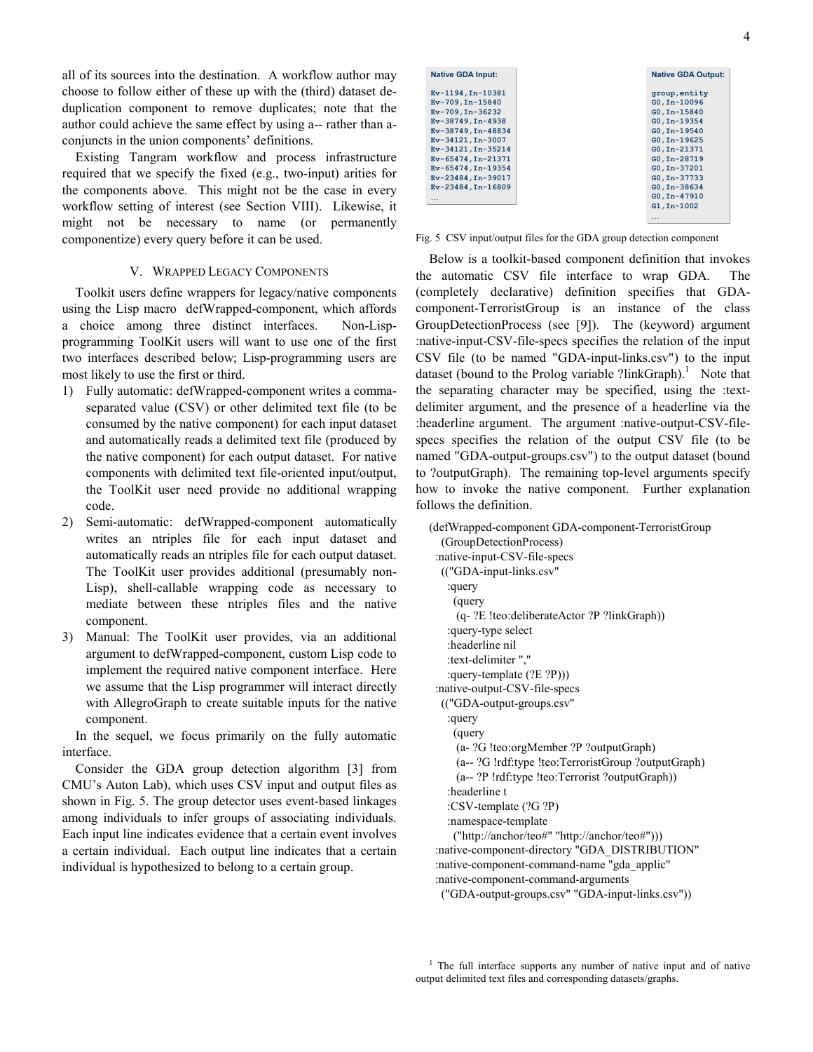all of its sources into the destination. A workflow author may choose to follow either of these up with the (third) dataset de-duplication component to remove duplicates; note that the author could achieve the same effect by using a-- rather than a-conjuncts in the union components' definitions.

Existing Tangram workflow and process infrastructure required that we specify the fixed (e.g., two-input) arities for the components above. This might not be the case in every workflow setting of interest (see Section VIII). Likewise, it might not be necessary to name (or permanently componentize) every query before it can be used.

## V. Wrapped Legacy Components

Toolkit users define wrappers for legacy/native components using the Lisp macro defWrapped-component, which affords a choice among three distinct interfaces. Non-Lisp-programming ToolKit users will want to use one of the first two interfaces described below; Lisp-programming users are most likely to use the first or third.

1) Fully automatic: defWrapped-component writes a comma-separated value (CSV) or other delimited text file (to be consumed by the native component) for each input dataset and automatically reads a delimited text file (produced by the native component) for each output dataset. For native components with delimited text file-oriented input/output, the ToolKit user need provide no additional wrapping code.
2) Semi-automatic: defWrapped-component automatically writes an ntriples file for each input dataset and automatically reads an ntriples file for each output dataset. The ToolKit user provides additional (presumably non-Lisp), shell-callable wrapping code as necessary to mediate between these ntriples files and the native component.
3) Manual: The ToolKit user provides, via an additional argument to defWrapped-component, custom Lisp code to implement the required native component interface. Here we assume that the Lisp programmer will interact directly with AllegroGraph to create suitable inputs for the native component.

In the sequel, we focus primarily on the fully automatic interface.

Consider the GDA group detection algorithm [3] from CMU's Auton Lab), which uses CSV input and output files as shown in Fig. 5. The group detector uses event-based linkages among individuals to infer groups of associating individuals. Each input line indicates evidence that a certain event involves a certain individual. Each output line indicates that a certain individual is hypothesized to belong to a certain group.

**Native GDA Input:**

```
Ev-1194,In-10381
Ev-709,In-15840
Ev-709,In-36232
Ev-38749,In-4938
Ev-38749,In-48834
Ev-34121,In-3007
Ev-34121,In-35214
Ev-65474,In-21371
Ev-65474,In-19354
Ev-23484,In-39017
Ev-23484,In-16809
…
```

**Native GDA Output:**

```
group,entity
G0,In-10096
G0,In-15840
G0,In-19354
G0,In-19540
G0,In-19625
G0,In-21371
G0,In-28719
G0,In-37201
G0,In-37733
G0,In-38634
G0,In-47910
G1,In-1002
…
```

Fig. 5 CSV input/output files for the GDA group detection component

Below is a toolkit-based component definition that invokes the automatic CSV file interface to wrap GDA. The (completely declarative) definition specifies that GDA-component-TerroristGroup is an instance of the class GroupDetectionProcess (see [9]). The (keyword) argument :native-input-CSV-file-specs specifies the relation of the input CSV file (to be named "GDA-input-links.csv") to the input dataset (bound to the Prolog variable ?linkGraph).[1] Note that the separating character may be specified, using the :text-delimiter argument, and the presence of a headerline via the :headerline argument. The argument :native-output-CSV-file-specs specifies the relation of the output CSV file (to be named "GDA-output-groups.csv") to the output dataset (bound to ?outputGraph). The remaining top-level arguments specify how to invoke the native component. Further explanation follows the definition.

```
(defWrapped-component GDA-component-TerroristGroup
   (GroupDetectionProcess)
  :native-input-CSV-file-specs
   (("GDA-input-links.csv"
     :query
      (query
       (q- ?E !teo:deliberateActor ?P ?linkGraph))
     :query-type select
     :headerline nil
     :text-delimiter ","
     :query-template (?E ?P)))
  :native-output-CSV-file-specs
   (("GDA-output-groups.csv"
     :query
      (query
       (a- ?G !teo:orgMember ?P ?outputGraph)
       (a-- ?G !rdf:type !teo:TerroristGroup ?outputGraph)
       (a-- ?P !rdf:type !teo:Terrorist ?outputGraph))
     :headerline t
     :CSV-template (?G ?P)
     :namespace-template
      ("http://anchor/teo#" "http://anchor/teo#")))
  :native-component-directory "GDA_DISTRIBUTION"
  :native-component-command-name "gda_applic"
  :native-component-command-arguments
   ("GDA-output-groups.csv" "GDA-input-links.csv"))
```

[1] The full interface supports any number of native input and of native output delimited text files and corresponding datasets/graphs.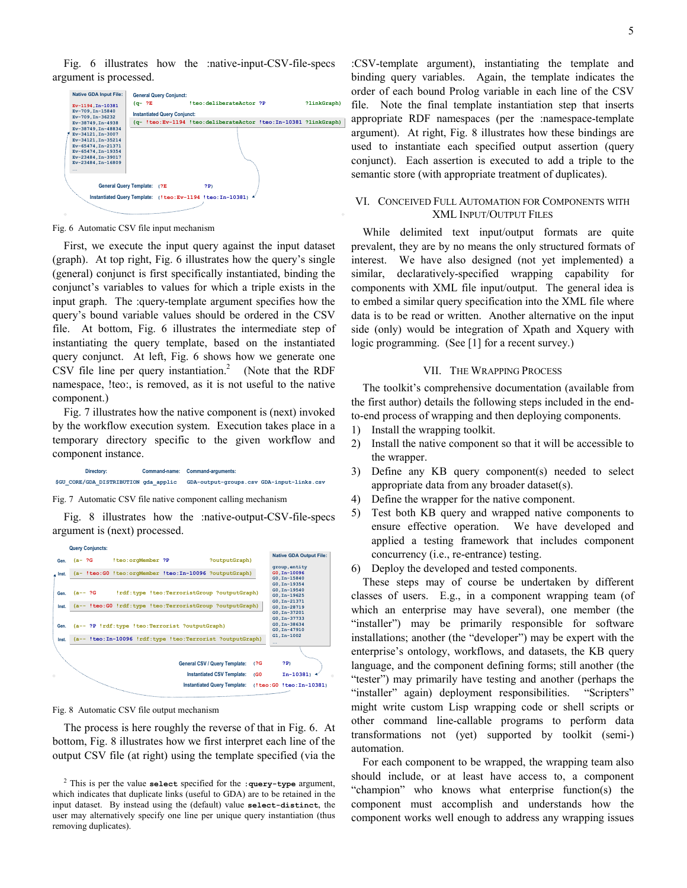Fig. 6 illustrates how the :native-input-CSV-file-specs argument is processed.

```
Native GDA Input File:        General Query Conjunct:
                              (q- ?E          !teo:deliberateActor ?P              ?linkGraph)
Ev-1194,In-10381              Instantiated Query Conjunct:
Ev-709,In-15840               (q- !teo:Ev-1194 !teo:deliberateActor !teo:In-10381 ?linkGraph)
Ev-709,In-36232
Ev-38749,In-4938
Ev-38749,In-48834
Ev-34121,In-3007
Ev-34121,In-35214
Ev-65474,In-21371
Ev-65474,In-19354
Ev-23484,In-39017
Ev-23484,In-16809
...

        General Query Template:       (?E            ?P)
        Instantiated Query Template:  (!teo:Ev-1194 !teo:In-10381)
```

Fig. 6 Automatic CSV file input mechanism

First, we execute the input query against the input dataset (graph). At top right, Fig. 6 illustrates how the query's single (general) conjunct is first specifically instantiated, binding the conjunct's variables to values for which a triple exists in the input graph. The :query-template argument specifies how the query's bound variable values should be ordered in the CSV file. At bottom, Fig. 6 illustrates the intermediate step of instantiating the query template, based on the instantiated query conjunct. At left, Fig. 6 shows how we generate one CSV file line per query instantiation.[2] (Note that the RDF namespace, !teo:, is removed, as it is not useful to the native component.)

Fig. 7 illustrates how the native component is (next) invoked by the workflow execution system. Execution takes place in a temporary directory specific to the given workflow and component instance.

```
Directory:                    Command-name:   Command-arguments:
$GU_CORE/GDA_DISTRIBUTION     gda_applic      GDA-output-groups.csv GDA-input-links.csv
```

Fig. 7 Automatic CSV file native component calling mechanism

Fig. 8 illustrates how the :native-output-CSV-file-specs argument is (next) processed.

```
Query Conjuncts:                                                          Native GDA Output File:
Gen.   (a- ?G       !teo:orgMember ?P             ?outputGraph)
Inst.  (a- !teo:G0  !teo:orgMember !teo:In-10096 ?outputGraph)          group,entity
                                                                          G0,In-10096
Gen.   (a-- ?G        !rdf:type !teo:TerroristGroup ?outputGraph)        G0,In-15840
Inst.  (a-- !teo:G0   !rdf:type !teo:TerroristGroup ?outputGraph)        G0,In-19354
                                                                          G0,In-19540
Gen.   (a-- ?P !rdf:type !teo:Terrorist ?outputGraph)                    G0,In-19625
Inst.  (a-- !teo:In-10096 !rdf:type !teo:Terrorist ?outputGraph)         G0,In-21371
                                                                          G0,In-28719
                                                                          G0,In-37201
                                                                          G0,In-37733
                                                                          G0,In-38634
                                                                          G0,In-47910
                                                                          G1,In-1002
                                                                          ...

        General CSV / Query Template:   (?G          ?P)
        Instantiated CSV Template:      (G0          In-10381)
        Instantiated Query Template:    (!teo:G0     !teo:In-10381)
```

Fig. 8 Automatic CSV file output mechanism

The process is here roughly the reverse of that in Fig. 6. At bottom, Fig. 8 illustrates how we first interpret each line of the output CSV file (at right) using the template specified (via the :CSV-template argument), instantiating the template and binding query variables. Again, the template indicates the order of each bound Prolog variable in each line of the CSV file. Note the final template instantiation step that inserts appropriate RDF namespaces (per the :namespace-template argument). At right, Fig. 8 illustrates how these bindings are used to instantiate each specified output assertion (query conjunct). Each assertion is executed to add a triple to the semantic store (with appropriate treatment of duplicates).

## VI. Conceived Full Automation for Components with XML Input/Output Files

While delimited text input/output formats are quite prevalent, they are by no means the only structured formats of interest. We have also designed (not yet implemented) a similar, declaratively-specified wrapping capability for components with XML file input/output. The general idea is to embed a similar query specification into the XML file where data is to be read or written. Another alternative on the input side (only) would be integration of Xpath and Xquery with logic programming. (See [1] for a recent survey.)

## VII. The Wrapping Process

The toolkit's comprehensive documentation (available from the first author) details the following steps included in the end-to-end process of wrapping and then deploying components.

1) Install the wrapping toolkit.
2) Install the native component so that it will be accessible to the wrapper.
3) Define any KB query component(s) needed to select appropriate data from any broader dataset(s).
4) Define the wrapper for the native component.
5) Test both KB query and wrapped native components to ensure effective operation. We have developed and applied a testing framework that includes component concurrency (i.e., re-entrance) testing.
6) Deploy the developed and tested components.

These steps may of course be undertaken by different classes of users. E.g., in a component wrapping team (of which an enterprise may have several), one member (the "installer") may be primarily responsible for software installations; another (the "developer") may be expert with the enterprise's ontology, workflows, and datasets, the KB query language, and the component defining forms; still another (the "tester") may primarily have testing and another (perhaps the "installer" again) deployment responsibilities. "Scripters" might write custom Lisp wrapping code or shell scripts or other command line-callable programs to perform data transformations not (yet) supported by toolkit (semi-) automation.

For each component to be wrapped, the wrapping team also should include, or at least have access to, a component "champion" who knows what enterprise function(s) the component must accomplish and understands how the component works well enough to address any wrapping issues

[2] This is per the value **select** specified for the **:query-type** argument, which indicates that duplicate links (useful to GDA) are to be retained in the input dataset. By instead using the (default) value **select-distinct**, the user may alternatively specify one line per unique query instantiation (thus removing duplicates).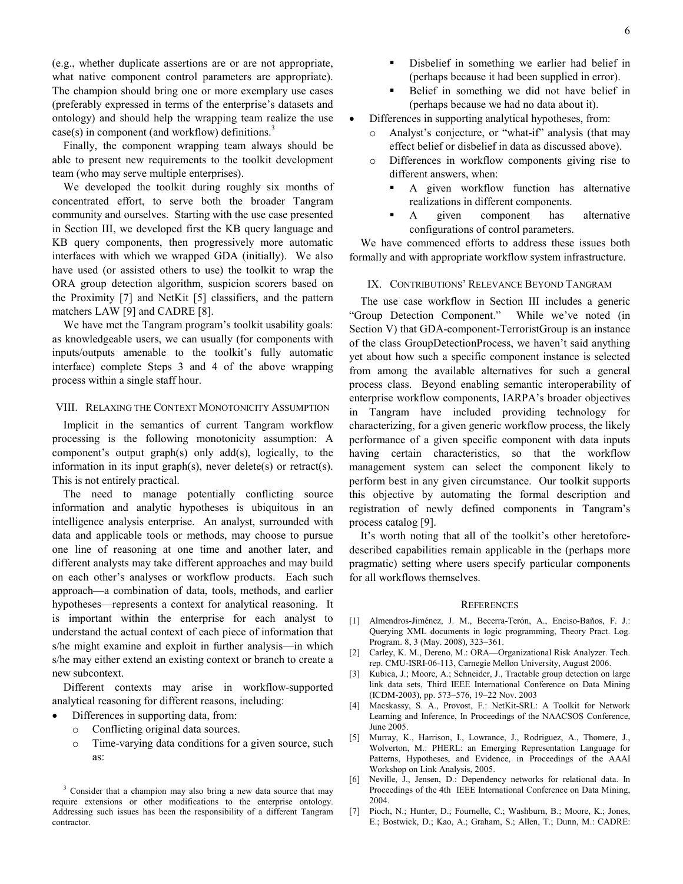(e.g., whether duplicate assertions are or are not appropriate, what native component control parameters are appropriate). The champion should bring one or more exemplary use cases (preferably expressed in terms of the enterprise's datasets and ontology) and should help the wrapping team realize the use case(s) in component (and workflow) definitions.[3]

Finally, the component wrapping team always should be able to present new requirements to the toolkit development team (who may serve multiple enterprises).

We developed the toolkit during roughly six months of concentrated effort, to serve both the broader Tangram community and ourselves. Starting with the use case presented in Section III, we developed first the KB query language and KB query components, then progressively more automatic interfaces with which we wrapped GDA (initially). We also have used (or assisted others to use) the toolkit to wrap the ORA group detection algorithm, suspicion scorers based on the Proximity [7] and NetKit [5] classifiers, and the pattern matchers LAW [9] and CADRE [8].

We have met the Tangram program's toolkit usability goals: as knowledgeable users, we can usually (for components with inputs/outputs amenable to the toolkit's fully automatic interface) complete Steps 3 and 4 of the above wrapping process within a single staff hour.

## VIII. Relaxing the Context Monotonicity Assumption

Implicit in the semantics of current Tangram workflow processing is the following monotonicity assumption: A component's output graph(s) only add(s), logically, to the information in its input graph(s), never delete(s) or retract(s). This is not entirely practical.

The need to manage potentially conflicting source information and analytic hypotheses is ubiquitous in an intelligence analysis enterprise. An analyst, surrounded with data and applicable tools or methods, may choose to pursue one line of reasoning at one time and another later, and different analysts may take different approaches and may build on each other's analyses or workflow products. Each such approach—a combination of data, tools, methods, and earlier hypotheses—represents a context for analytical reasoning. It is important within the enterprise for each analyst to understand the actual context of each piece of information that s/he might examine and exploit in further analysis—in which s/he may either extend an existing context or branch to create a new subcontext.

Different contexts may arise in workflow-supported analytical reasoning for different reasons, including:

- Differences in supporting data, from:
  - Conflicting original data sources.
  - Time-varying data conditions for a given source, such as:
    - Disbelief in something we earlier had belief in (perhaps because it had been supplied in error).
    - Belief in something we did not have belief in (perhaps because we had no data about it).
- Differences in supporting analytical hypotheses, from:
  - Analyst's conjecture, or "what-if" analysis (that may effect belief or disbelief in data as discussed above).
  - Differences in workflow components giving rise to different answers, when:
    - A given workflow function has alternative realizations in different components.
    - A given component has alternative configurations of control parameters.

We have commenced efforts to address these issues both formally and with appropriate workflow system infrastructure.

## IX. Contributions' Relevance Beyond Tangram

The use case workflow in Section III includes a generic "Group Detection Component." While we've noted (in Section V) that GDA-component-TerroristGroup is an instance of the class GroupDetectionProcess, we haven't said anything yet about how such a specific component instance is selected from among the available alternatives for such a general process class. Beyond enabling semantic interoperability of enterprise workflow components, IARPA's broader objectives in Tangram have included providing technology for characterizing, for a given generic workflow process, the likely performance of a given specific component with data inputs having certain characteristics, so that the workflow management system can select the component likely to perform best in any given circumstance. Our toolkit supports this objective by automating the formal description and registration of newly defined components in Tangram's process catalog [9].

It's worth noting that all of the toolkit's other heretofore-described capabilities remain applicable in the (perhaps more pragmatic) setting where users specify particular components for all workflows themselves.

[3] Consider that a champion may also bring a new data source that may require extensions or other modifications to the enterprise ontology. Addressing such issues has been the responsibility of a different Tangram contractor.

## References

[1] Almendros-Jiménez, J. M., Becerra-Terón, A., Enciso-Baños, F. J.: Querying XML documents in logic programming, Theory Pract. Log. Program. 8, 3 (May. 2008), 323–361.

[2] Carley, K. M., Dereno, M.: ORA—Organizational Risk Analyzer. Tech. rep. CMU-ISRI-06-113, Carnegie Mellon University, August 2006.

[3] Kubica, J.; Moore, A.; Schneider, J., Tractable group detection on large link data sets, Third IEEE International Conference on Data Mining (ICDM-2003), pp. 573–576, 19–22 Nov. 2003

[4] Macskassy, S. A., Provost, F.: NetKit-SRL: A Toolkit for Network Learning and Inference, In Proceedings of the NAACSOS Conference, June 2005.

[5] Murray, K., Harrison, I., Lowrance, J., Rodriguez, A., Thomere, J., Wolverton, M.: PHERL: an Emerging Representation Language for Patterns, Hypotheses, and Evidence, in Proceedings of the AAAI Workshop on Link Analysis, 2005.

[6] Neville, J., Jensen, D.: Dependency networks for relational data. In Proceedings of the 4th IEEE International Conference on Data Mining, 2004.

[7] Pioch, N.; Hunter, D.; Fournelle, C.; Washburn, B.; Moore, K.; Jones, E.; Bostwick, D.; Kao, A.; Graham, S.; Allen, T.; Dunn, M.: CADRE: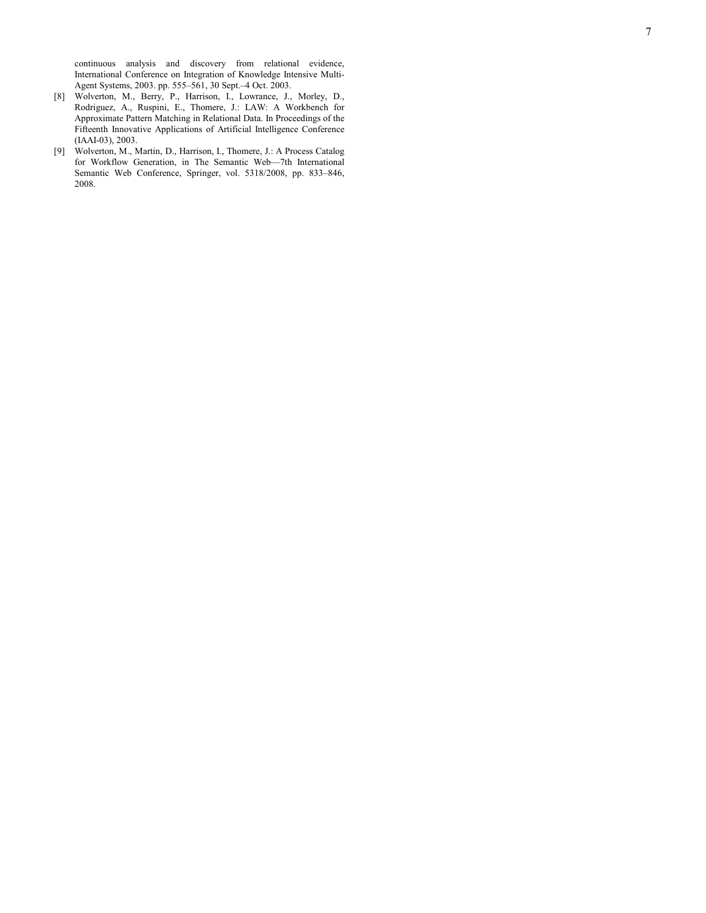continuous analysis and discovery from relational evidence, International Conference on Integration of Knowledge Intensive Multi-Agent Systems, 2003. pp. 555–561, 30 Sept.–4 Oct. 2003.

[8] Wolverton, M., Berry, P., Harrison, I., Lowrance, J., Morley, D., Rodriguez, A., Ruspini, E., Thomere, J.: LAW: A Workbench for Approximate Pattern Matching in Relational Data. In Proceedings of the Fifteenth Innovative Applications of Artificial Intelligence Conference (IAAI-03), 2003.

[9] Wolverton, M., Martin, D., Harrison, I., Thomere, J.: A Process Catalog for Workflow Generation, in The Semantic Web—7th International Semantic Web Conference, Springer, vol. 5318/2008, pp. 833–846, 2008.